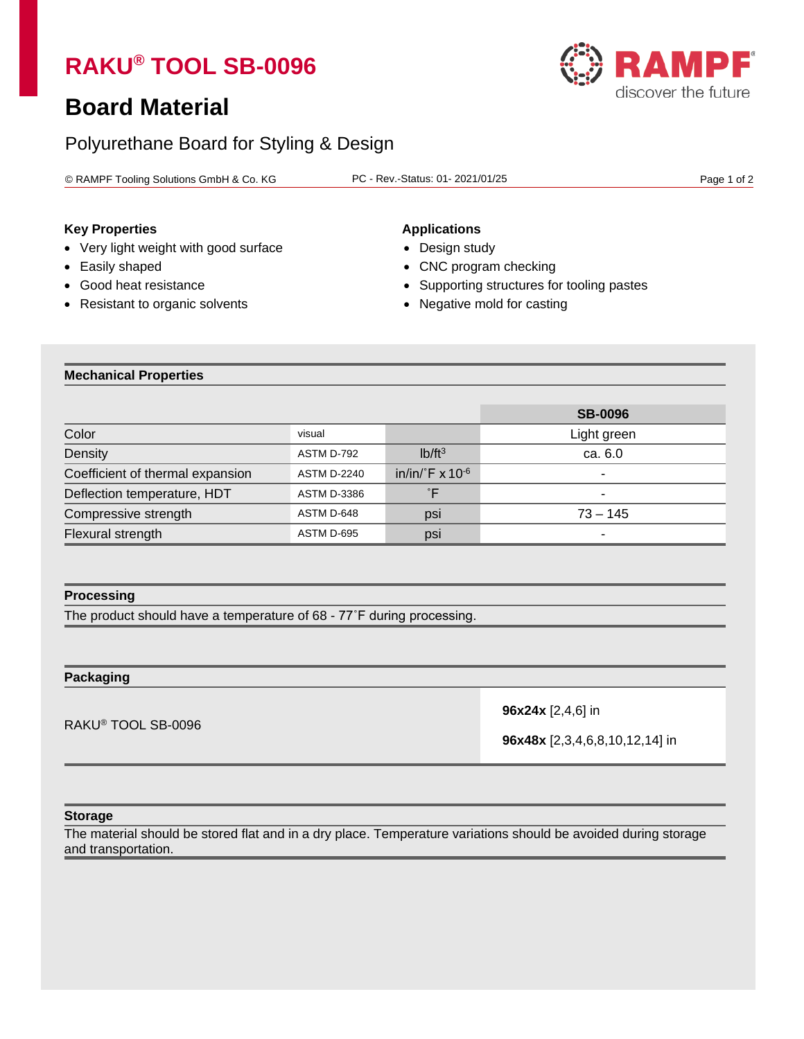# RAKU® TOOL SB-0096

## Board Material

Polyurethane Board for Styling & Design

© RAMPF Tooling Solutions GmbH & Co. KG — PC - Rev.-Status: 01- 2021/01/25

**Key Properties**

- Very light weight with good surface
- Easily shaped
- Good heat resistance
- Resistant to organic solvents

**Applications**

- Design study
- CNC program checking
- Supporting structures for tooling pastes
- Negative mold for casting

### Mechanical Properties

| | | | SB-0096 |
|---|---|---|---|
| Color | visual | | Light green |
| Density | ASTM D-792 | $lb/ft^3$ | ca. 6.0 |
| Coefficient of thermal expansion | ASTM D-2240 | $in/in/˚F \times 10^{-6}$ | - |
| Deflection temperature, HDT | ASTM D-3386 | ˚F | - |
| Compressive strength | ASTM D-648 | psi | 73 – 145 |
| Flexural strength | ASTM D-695 | psi | - |

### Processing

The product should have a temperature of 68 - 77˚F during processing.

### Packaging

| | |
|---|---|
| RAKU® TOOL SB-0096 | **96x24x** [2,4,6] in<br>**96x48x** [2,3,4,6,8,10,12,14] in |

### Storage

The material should be stored flat and in a dry place. Temperature variations should be avoided during storage and transportation.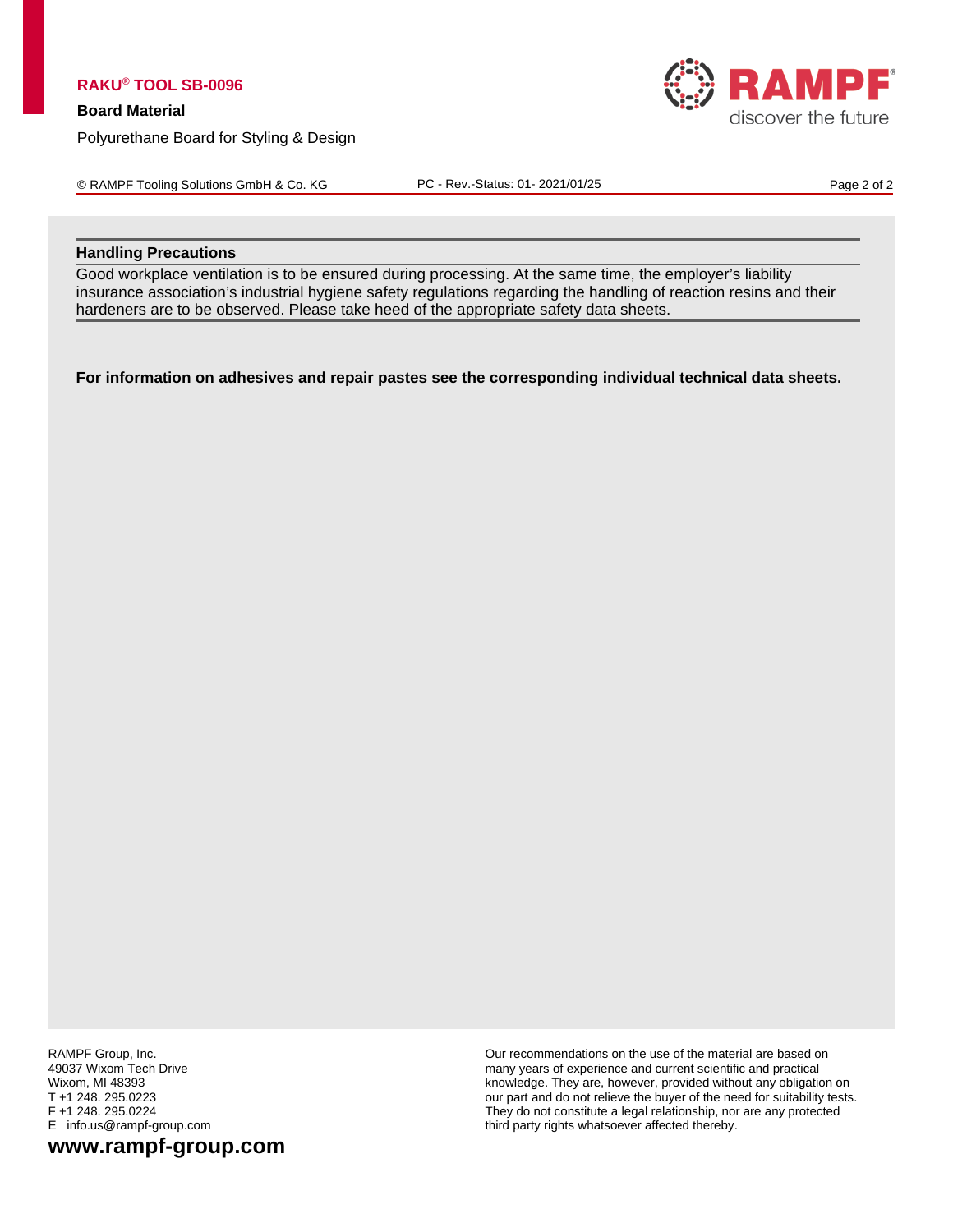## Handling Precautions

Good workplace ventilation is to be ensured during processing. At the same time, the employer's liability insurance association's industrial hygiene safety regulations regarding the handling of reaction resins and their hardeners are to be observed. Please take heed of the appropriate safety data sheets.

**For information on adhesives and repair pastes see the corresponding individual technical data sheets.**

RAMPF Group, Inc.
49037 Wixom Tech Drive
Wixom, MI 48393
T +1 248. 295.0223
F +1 248. 295.0224
E info.us@rampf-group.com

**www.rampf-group.com**

Our recommendations on the use of the material are based on many years of experience and current scientific and practical knowledge. They are, however, provided without any obligation on our part and do not relieve the buyer of the need for suitability tests. They do not constitute a legal relationship, nor are any protected third party rights whatsoever affected thereby.